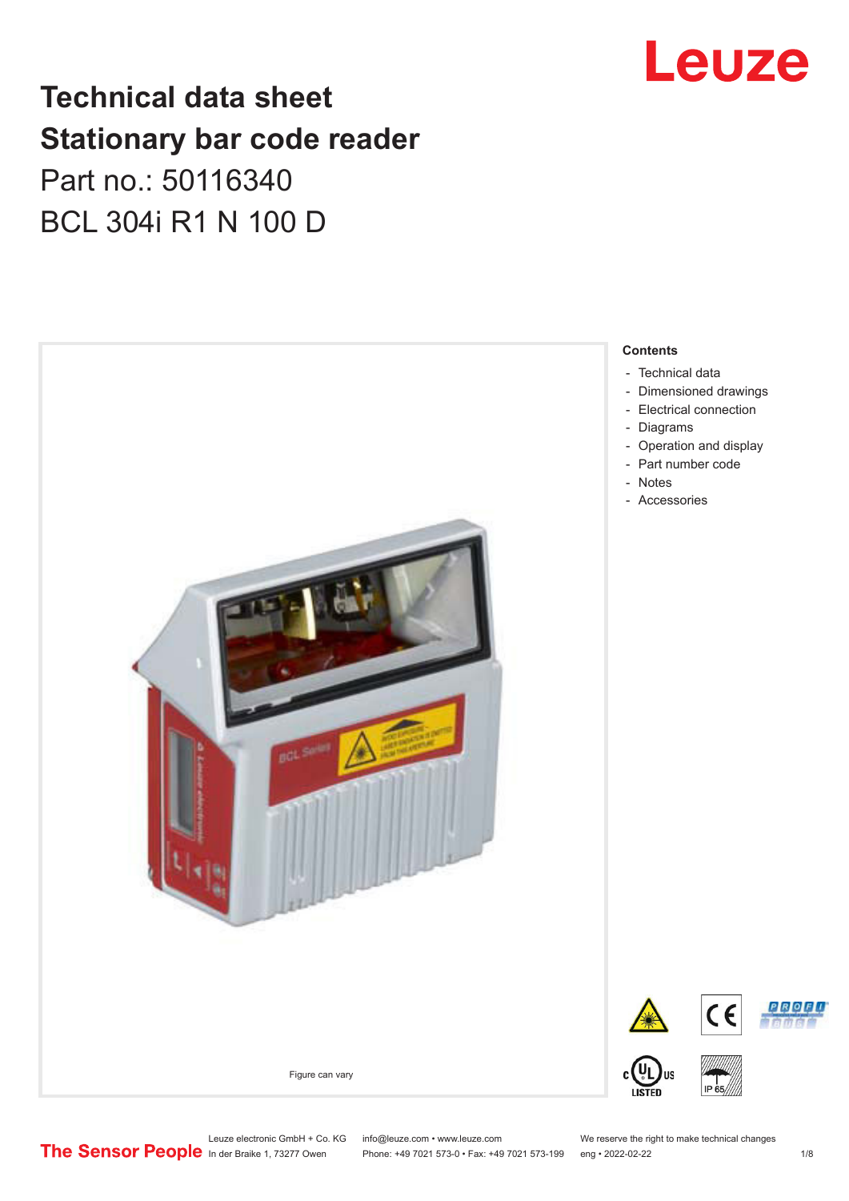# Technical data sheet
# Stationary bar code reader

## Part no.: 50116340

## BCL 304i R1 N 100 D

Figure can vary

**Contents**

- Technical data
- Dimensioned drawings
- Electrical connection
- Diagrams
- Operation and display
- Part number code
- Notes
- Accessories

Leuze electronic GmbH + Co. KG
In der Braike 1, 73277 Owen

info@leuze.com • www.leuze.com
Phone: +49 7021 573-0 • Fax: +49 7021 573-199

We reserve the right to make technical changes
eng • 2022-02-22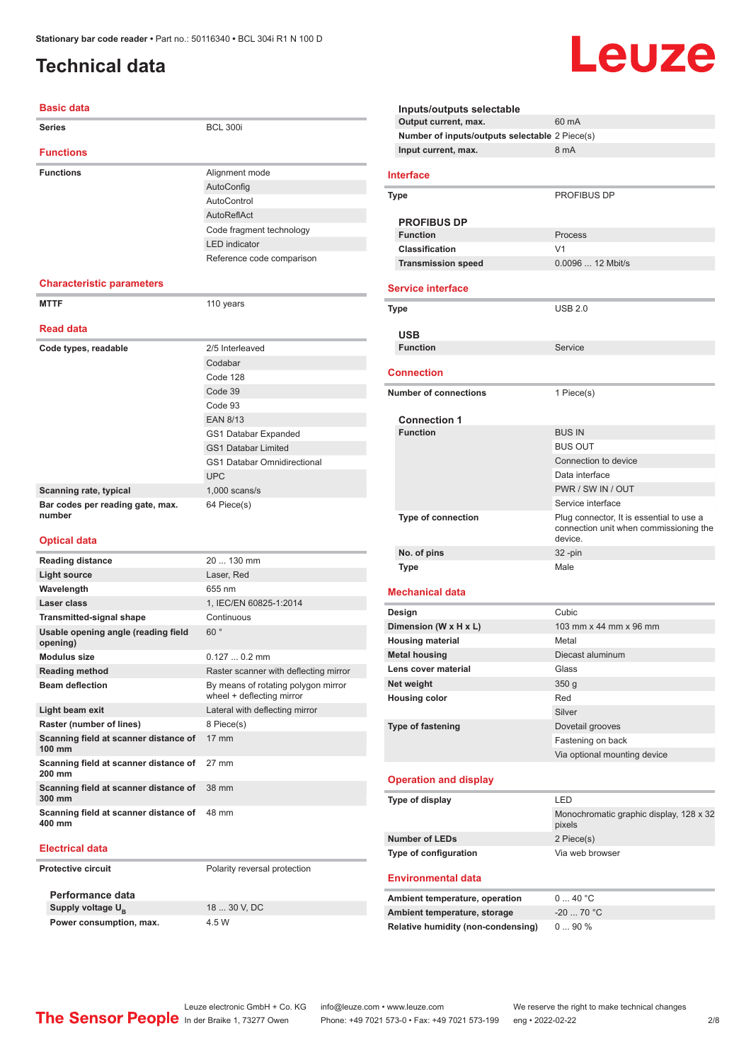Stationary bar code reader • Part no.: 50116340 • BCL 304i R1 N 100 D

# Technical data

## Basic data

| | |
|---|---|
| **Series** | BCL 300i |

## Functions

| | |
|---|---|
| **Functions** | Alignment mode |
| | AutoConfig |
| | AutoControl |
| | AutoReflAct |
| | Code fragment technology |
| | LED indicator |
| | Reference code comparison |

## Characteristic parameters

| | |
|---|---|
| **MTTF** | 110 years |

## Read data

| | |
|---|---|
| **Code types, readable** | 2/5 Interleaved |
| | Codabar |
| | Code 128 |
| | Code 39 |
| | Code 93 |
| | EAN 8/13 |
| | GS1 Databar Expanded |
| | GS1 Databar Limited |
| | GS1 Databar Omnidirectional |
| | UPC |
| **Scanning rate, typical** | 1,000 scans/s |
| **Bar codes per reading gate, max. number** | 64 Piece(s) |

## Optical data

| | |
|---|---|
| **Reading distance** | 20 ... 130 mm |
| **Light source** | Laser, Red |
| **Wavelength** | 655 nm |
| **Laser class** | 1, IEC/EN 60825-1:2014 |
| **Transmitted-signal shape** | Continuous |
| **Usable opening angle (reading field opening)** | 60 ° |
| **Modulus size** | 0.127 ... 0.2 mm |
| **Reading method** | Raster scanner with deflecting mirror |
| **Beam deflection** | By means of rotating polygon mirror wheel + deflecting mirror |
| **Light beam exit** | Lateral with deflecting mirror |
| **Raster (number of lines)** | 8 Piece(s) |
| **Scanning field at scanner distance of 100 mm** | 17 mm |
| **Scanning field at scanner distance of 200 mm** | 27 mm |
| **Scanning field at scanner distance of 300 mm** | 38 mm |
| **Scanning field at scanner distance of 400 mm** | 48 mm |

## Electrical data

| | |
|---|---|
| **Protective circuit** | Polarity reversal protection |

### Performance data

| | |
|---|---|
| **Supply voltage $U_B$** | 18 ... 30 V, DC |
| **Power consumption, max.** | 4.5 W |

### Inputs/outputs selectable

| | |
|---|---|
| **Output current, max.** | 60 mA |
| **Number of inputs/outputs selectable** | 2 Piece(s) |
| **Input current, max.** | 8 mA |

## Interface

| | |
|---|---|
| **Type** | PROFIBUS DP |

### PROFIBUS DP

| | |
|---|---|
| **Function** | Process |
| **Classification** | V1 |
| **Transmission speed** | 0.0096 ... 12 Mbit/s |

## Service interface

| | |
|---|---|
| **Type** | USB 2.0 |

### USB

| | |
|---|---|
| **Function** | Service |

## Connection

| | |
|---|---|
| **Number of connections** | 1 Piece(s) |

### Connection 1

| | |
|---|---|
| **Function** | BUS IN |
| | BUS OUT |
| | Connection to device |
| | Data interface |
| | PWR / SW IN / OUT |
| | Service interface |
| **Type of connection** | Plug connector, It is essential to use a connection unit when commissioning the device. |
| **No. of pins** | 32 -pin |
| **Type** | Male |

## Mechanical data

| | |
|---|---|
| **Design** | Cubic |
| **Dimension (W x H x L)** | 103 mm x 44 mm x 96 mm |
| **Housing material** | Metal |
| **Metal housing** | Diecast aluminum |
| **Lens cover material** | Glass |
| **Net weight** | 350 g |
| **Housing color** | Red |
| | Silver |
| **Type of fastening** | Dovetail grooves |
| | Fastening on back |
| | Via optional mounting device |

## Operation and display

| | |
|---|---|
| **Type of display** | LED |
| | Monochromatic graphic display, 128 x 32 pixels |
| **Number of LEDs** | 2 Piece(s) |
| **Type of configuration** | Via web browser |

## Environmental data

| | |
|---|---|
| **Ambient temperature, operation** | 0 ... 40 °C |
| **Ambient temperature, storage** | -20 ... 70 °C |
| **Relative humidity (non-condensing)** | 0 ... 90 % |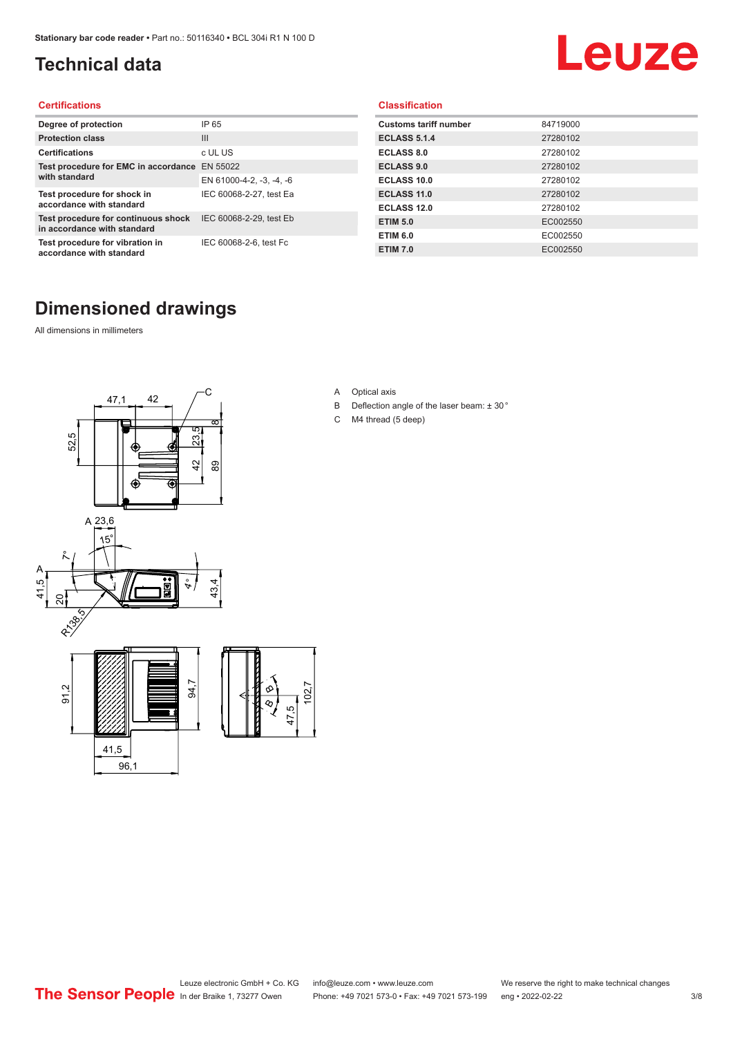# Technical data

## Certifications

| Degree of protection | IP 65 |
|---|---|
| Protection class | III |
| Certifications | c UL US |
| Test procedure for EMC in accordance with standard | EN 55022 |
| | EN 61000-4-2, -3, -4, -6 |
| Test procedure for shock in accordance with standard | IEC 60068-2-27, test Ea |
| Test procedure for continuous shock in accordance with standard | IEC 60068-2-29, test Eb |
| Test procedure for vibration in accordance with standard | IEC 60068-2-6, test Fc |

## Classification

| Customs tariff number | 84719000 |
|---|---|
| ECLASS 5.1.4 | 27280102 |
| ECLASS 8.0 | 27280102 |
| ECLASS 9.0 | 27280102 |
| ECLASS 10.0 | 27280102 |
| ECLASS 11.0 | 27280102 |
| ECLASS 12.0 | 27280102 |
| ETIM 5.0 | EC002550 |
| ETIM 6.0 | EC002550 |
| ETIM 7.0 | EC002550 |

# Dimensioned drawings

All dimensions in millimeters

A Optical axis

B Deflection angle of the laser beam: ± 30 °

C M4 thread (5 deep)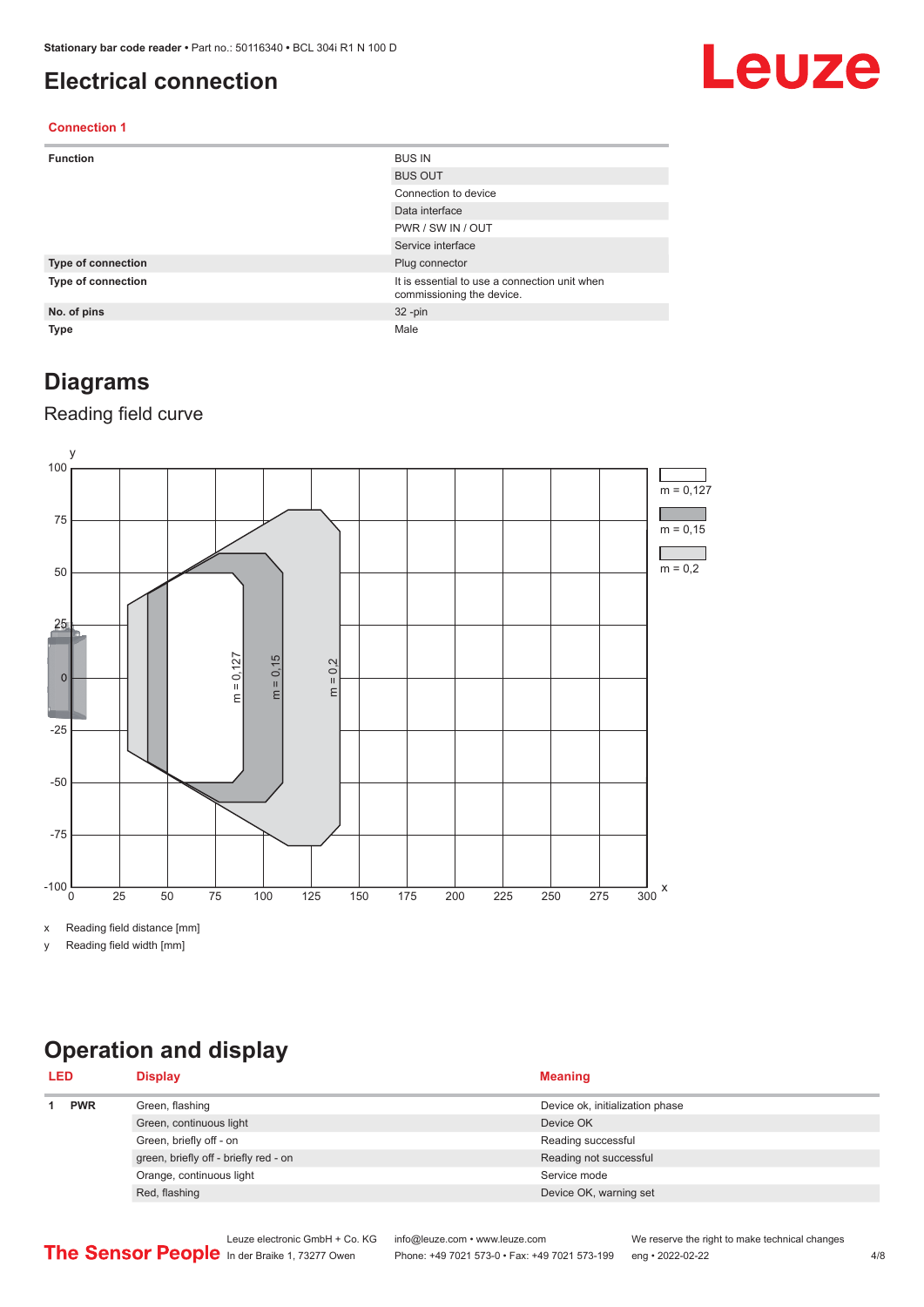# Electrical connection

## Connection 1

| | |
|---|---|
| **Function** | BUS IN |
| | BUS OUT |
| | Connection to device |
| | Data interface |
| | PWR / SW IN / OUT |
| | Service interface |
| **Type of connection** | Plug connector |
| **Type of connection** | It is essential to use a connection unit when commissioning the device. |
| **No. of pins** | 32 -pin |
| **Type** | Male |

# Diagrams

## Reading field curve

x Reading field distance [mm]

y Reading field width [mm]

# Operation and display

| LED | | Display | Meaning |
|---|---|---|---|
| 1 | **PWR** | Green, flashing | Device ok, initialization phase |
| | | Green, continuous light | Device OK |
| | | Green, briefly off - on | Reading successful |
| | | green, briefly off - briefly red - on | Reading not successful |
| | | Orange, continuous light | Service mode |
| | | Red, flashing | Device OK, warning set |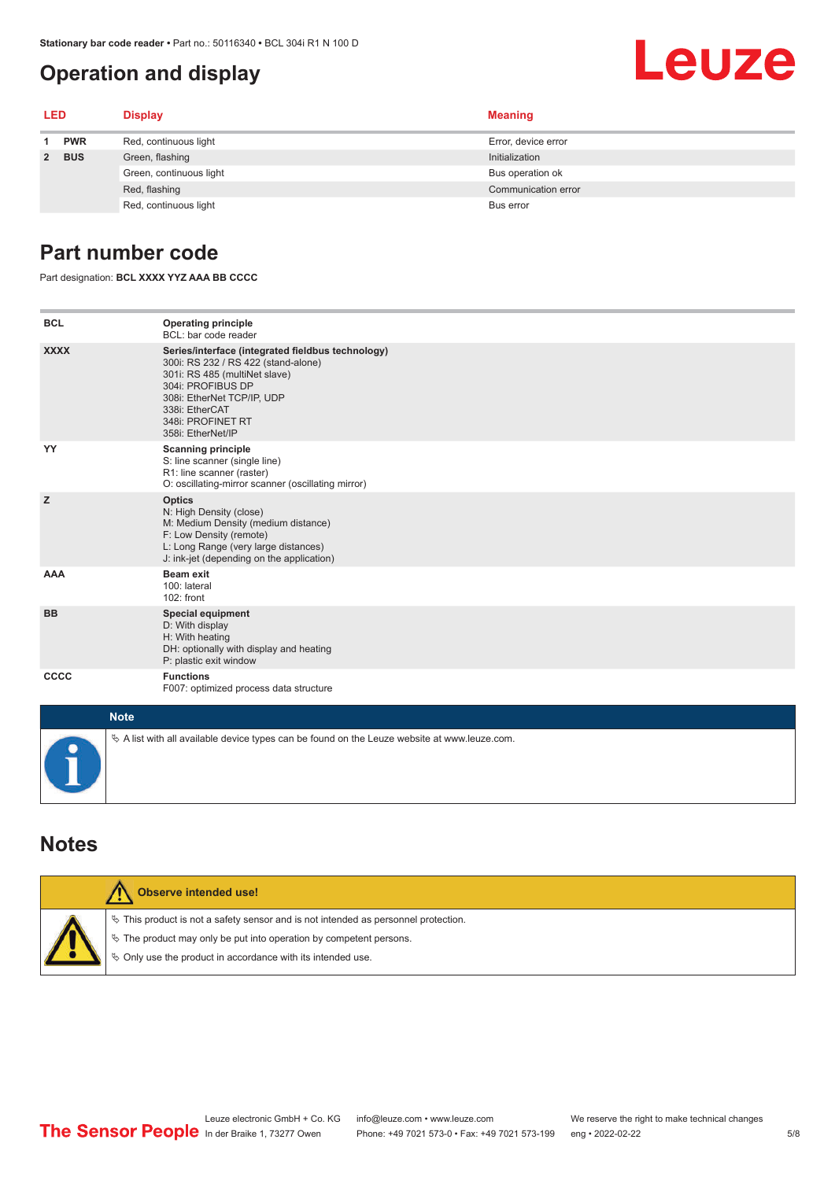## Operation and display

| LED | | Display | Meaning |
|---|---|---|---|
| 1 | PWR | Red, continuous light | Error, device error |
| 2 | BUS | Green, flashing | Initialization |
| | | Green, continuous light | Bus operation ok |
| | | Red, flashing | Communication error |
| | | Red, continuous light | Bus error |

## Part number code

Part designation: **BCL XXXX YYZ AAA BB CCCC**

| | |
|---|---|
| **BCL** | **Operating principle**<br>BCL: bar code reader |
| **XXXX** | **Series/interface (integrated fieldbus technology)**<br>300i: RS 232 / RS 422 (stand-alone)<br>301i: RS 485 (multiNet slave)<br>304i: PROFIBUS DP<br>308i: EtherNet TCP/IP, UDP<br>338i: EtherCAT<br>348i: PROFINET RT<br>358i: EtherNet/IP |
| **YY** | **Scanning principle**<br>S: line scanner (single line)<br>R1: line scanner (raster)<br>O: oscillating-mirror scanner (oscillating mirror) |
| **Z** | **Optics**<br>N: High Density (close)<br>M: Medium Density (medium distance)<br>F: Low Density (remote)<br>L: Long Range (very large distances)<br>J: ink-jet (depending on the application) |
| **AAA** | **Beam exit**<br>100: lateral<br>102: front |
| **BB** | **Special equipment**<br>D: With display<br>H: With heating<br>DH: optionally with display and heating<br>P: plastic exit window |
| **CCCC** | **Functions**<br>F007: optimized process data structure |

**Note**

- A list with all available device types can be found on the Leuze website at www.leuze.com.

## Notes

**Observe intended use!**

- This product is not a safety sensor and is not intended as personnel protection.
- The product may only be put into operation by competent persons.
- Only use the product in accordance with its intended use.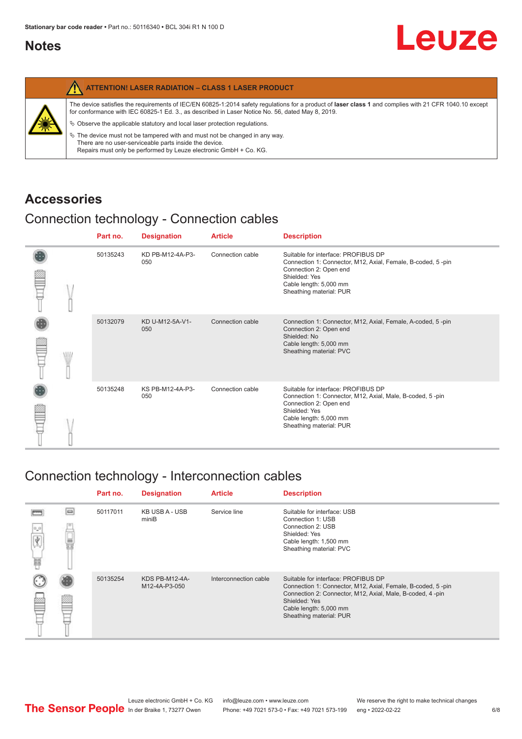## Notes

**ATTENTION! LASER RADIATION – CLASS 1 LASER PRODUCT**

The device satisfies the requirements of IEC/EN 60825-1:2014 safety regulations for a product of **laser class 1** and complies with 21 CFR 1040.10 except for conformance with IEC 60825-1 Ed. 3., as described in Laser Notice No. 56, dated May 8, 2019.

- Observe the applicable statutory and local laser protection regulations.
- The device must not be tampered with and must not be changed in any way.
  There are no user-serviceable parts inside the device.
  Repairs must only be performed by Leuze electronic GmbH + Co. KG.

## Accessories

### Connection technology - Connection cables

| Part no. | Designation | Article | Description |
|---|---|---|---|
| 50135243 | KD PB-M12-4A-P3-050 | Connection cable | Suitable for interface: PROFIBUS DP<br>Connection 1: Connector, M12, Axial, Female, B-coded, 5 -pin<br>Connection 2: Open end<br>Shielded: Yes<br>Cable length: 5,000 mm<br>Sheathing material: PUR |
| 50132079 | KD U-M12-5A-V1-050 | Connection cable | Connection 1: Connector, M12, Axial, Female, A-coded, 5 -pin<br>Connection 2: Open end<br>Shielded: No<br>Cable length: 5,000 mm<br>Sheathing material: PVC |
| 50135248 | KS PB-M12-4A-P3-050 | Connection cable | Suitable for interface: PROFIBUS DP<br>Connection 1: Connector, M12, Axial, Male, B-coded, 5 -pin<br>Connection 2: Open end<br>Shielded: Yes<br>Cable length: 5,000 mm<br>Sheathing material: PUR |

### Connection technology - Interconnection cables

| Part no. | Designation | Article | Description |
|---|---|---|---|
| 50117011 | KB USB A - USB miniB | Service line | Suitable for interface: USB<br>Connection 1: USB<br>Connection 2: USB<br>Shielded: Yes<br>Cable length: 1,500 mm<br>Sheathing material: PVC |
| 50135254 | KDS PB-M12-4A-M12-4A-P3-050 | Interconnection cable | Suitable for interface: PROFIBUS DP<br>Connection 1: Connector, M12, Axial, Female, B-coded, 5 -pin<br>Connection 2: Connector, M12, Axial, Male, B-coded, 4 -pin<br>Shielded: Yes<br>Cable length: 5,000 mm<br>Sheathing material: PUR |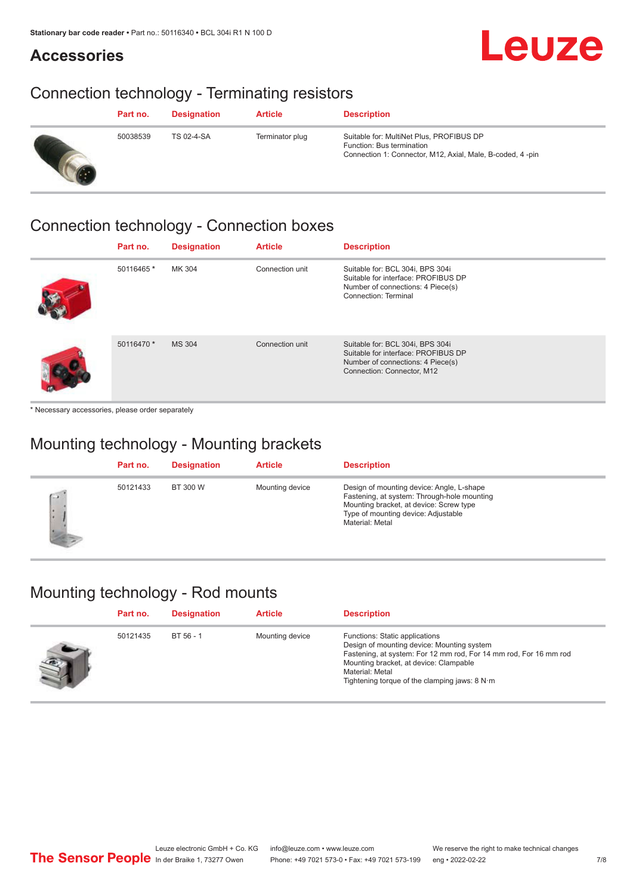# Accessories

## Connection technology - Terminating resistors

| Part no. | Designation | Article | Description |
|---|---|---|---|
| 50038539 | TS 02-4-SA | Terminator plug | Suitable for: MultiNet Plus, PROFIBUS DP<br>Function: Bus termination<br>Connection 1: Connector, M12, Axial, Male, B-coded, 4 -pin |

## Connection technology - Connection boxes

| Part no. | Designation | Article | Description |
|---|---|---|---|
| 50116465 * | MK 304 | Connection unit | Suitable for: BCL 304i, BPS 304i<br>Suitable for interface: PROFIBUS DP<br>Number of connections: 4 Piece(s)<br>Connection: Terminal |
| 50116470 * | MS 304 | Connection unit | Suitable for: BCL 304i, BPS 304i<br>Suitable for interface: PROFIBUS DP<br>Number of connections: 4 Piece(s)<br>Connection: Connector, M12 |

* Necessary accessories, please order separately

## Mounting technology - Mounting brackets

| Part no. | Designation | Article | Description |
|---|---|---|---|
| 50121433 | BT 300 W | Mounting device | Design of mounting device: Angle, L-shape<br>Fastening, at system: Through-hole mounting<br>Mounting bracket, at device: Screw type<br>Type of mounting device: Adjustable<br>Material: Metal |

## Mounting technology - Rod mounts

| Part no. | Designation | Article | Description |
|---|---|---|---|
| 50121435 | BT 56 - 1 | Mounting device | Functions: Static applications<br>Design of mounting device: Mounting system<br>Fastening, at system: For 12 mm rod, For 14 mm rod, For 16 mm rod<br>Mounting bracket, at device: Clampable<br>Material: Metal<br>Tightening torque of the clamping jaws: 8 N·m |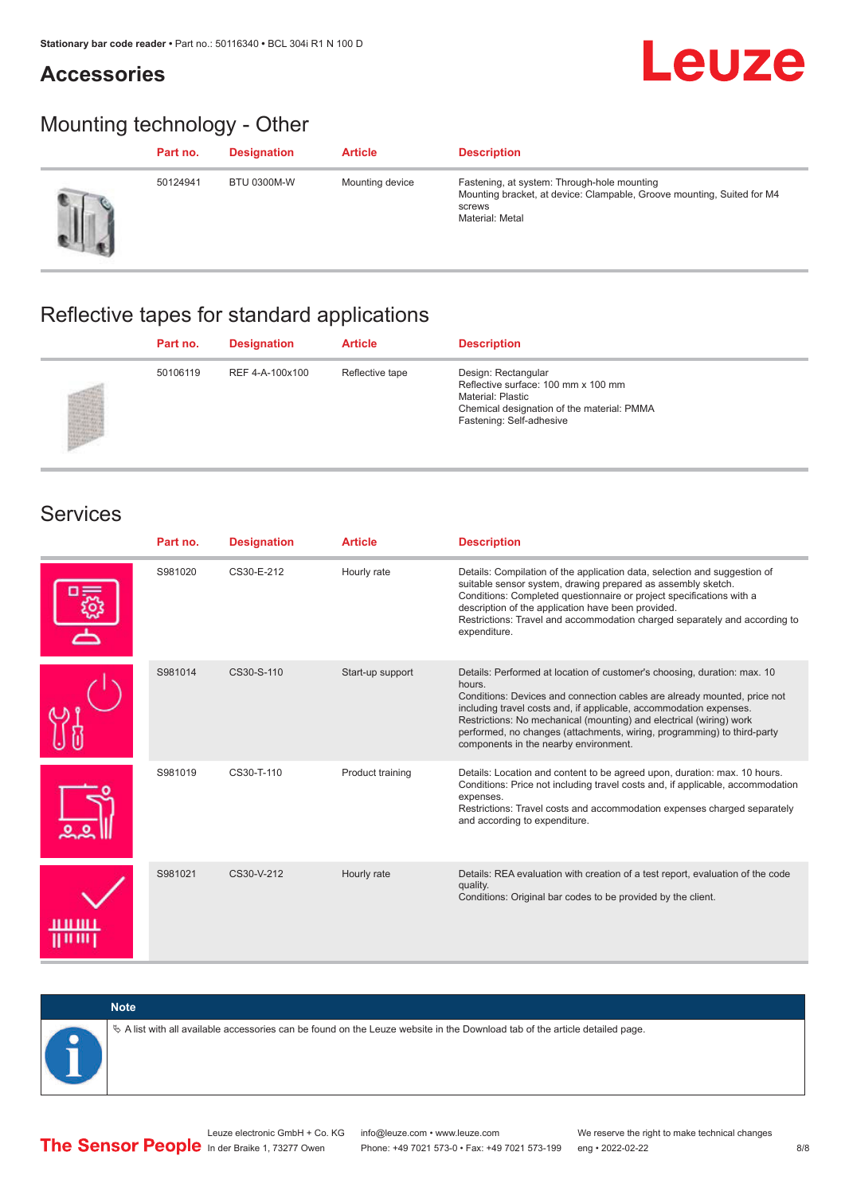## Accessories

## Mounting technology - Other

| | Part no. | Designation | Article | Description |
|---|---|---|---|---|
| | 50124941 | BTU 0300M-W | Mounting device | Fastening, at system: Through-hole mounting<br>Mounting bracket, at device: Clampable, Groove mounting, Suited for M4 screws<br>Material: Metal |

## Reflective tapes for standard applications

| | Part no. | Designation | Article | Description |
|---|---|---|---|---|
| | 50106119 | REF 4-A-100x100 | Reflective tape | Design: Rectangular<br>Reflective surface: 100 mm x 100 mm<br>Material: Plastic<br>Chemical designation of the material: PMMA<br>Fastening: Self-adhesive |

## Services

| | Part no. | Designation | Article | Description |
|---|---|---|---|---|
| | S981020 | CS30-E-212 | Hourly rate | Details: Compilation of the application data, selection and suggestion of suitable sensor system, drawing prepared as assembly sketch.<br>Conditions: Completed questionnaire or project specifications with a description of the application have been provided.<br>Restrictions: Travel and accommodation charged separately and according to expenditure. |
| | S981014 | CS30-S-110 | Start-up support | Details: Performed at location of customer's choosing, duration: max. 10 hours.<br>Conditions: Devices and connection cables are already mounted, price not including travel costs and, if applicable, accommodation expenses.<br>Restrictions: No mechanical (mounting) and electrical (wiring) work performed, no changes (attachments, wiring, programming) to third-party components in the nearby environment. |
| | S981019 | CS30-T-110 | Product training | Details: Location and content to be agreed upon, duration: max. 10 hours.<br>Conditions: Price not including travel costs and, if applicable, accommodation expenses.<br>Restrictions: Travel costs and accommodation expenses charged separately and according to expenditure. |
| | S981021 | CS30-V-212 | Hourly rate | Details: REA evaluation with creation of a test report, evaluation of the code quality.<br>Conditions: Original bar codes to be provided by the client. |

**Note**

A list with all available accessories can be found on the Leuze website in the Download tab of the article detailed page.